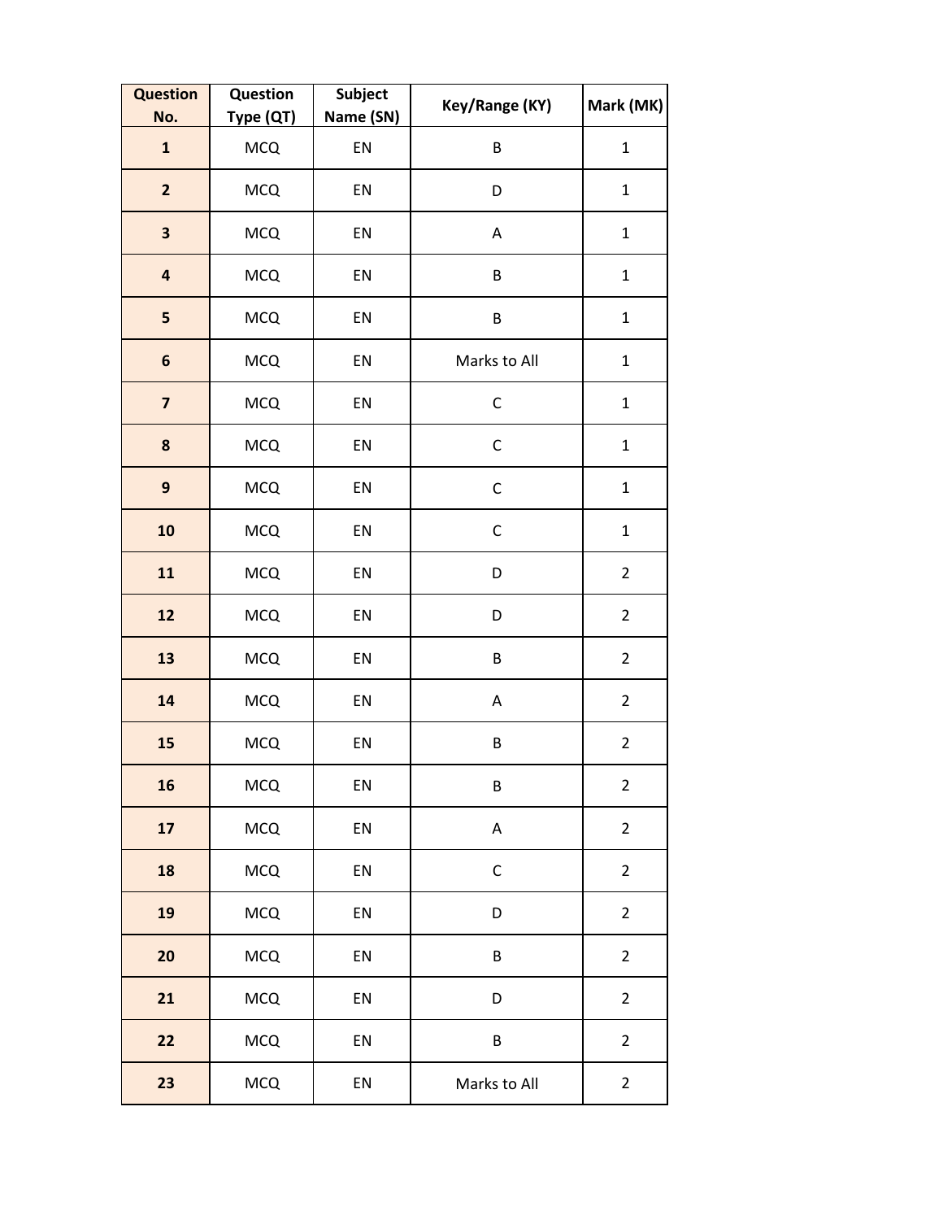| Question No. | Question Type (QT) | Subject Name (SN) | Key/Range (KY) | Mark (MK) |
|---|---|---|---|---|
| **1** | MCQ | EN | B | 1 |
| **2** | MCQ | EN | D | 1 |
| **3** | MCQ | EN | A | 1 |
| **4** | MCQ | EN | B | 1 |
| **5** | MCQ | EN | B | 1 |
| **6** | MCQ | EN | Marks to All | 1 |
| **7** | MCQ | EN | C | 1 |
| **8** | MCQ | EN | C | 1 |
| **9** | MCQ | EN | C | 1 |
| **10** | MCQ | EN | C | 1 |
| **11** | MCQ | EN | D | 2 |
| **12** | MCQ | EN | D | 2 |
| **13** | MCQ | EN | B | 2 |
| **14** | MCQ | EN | A | 2 |
| **15** | MCQ | EN | B | 2 |
| **16** | MCQ | EN | B | 2 |
| **17** | MCQ | EN | A | 2 |
| **18** | MCQ | EN | C | 2 |
| **19** | MCQ | EN | D | 2 |
| **20** | MCQ | EN | B | 2 |
| **21** | MCQ | EN | D | 2 |
| **22** | MCQ | EN | B | 2 |
| **23** | MCQ | EN | Marks to All | 2 |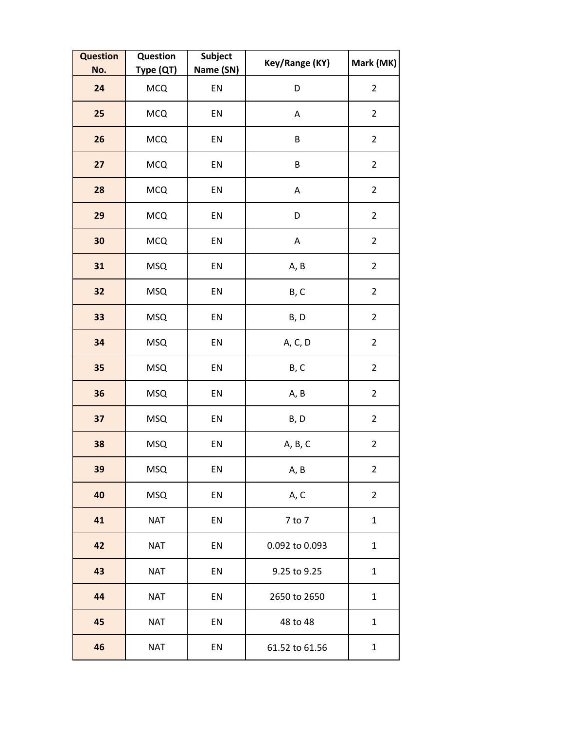| Question No. | Question Type (QT) | Subject Name (SN) | Key/Range (KY) | Mark (MK) |
|---|---|---|---|---|
| 24 | MCQ | EN | D | 2 |
| 25 | MCQ | EN | A | 2 |
| 26 | MCQ | EN | B | 2 |
| 27 | MCQ | EN | B | 2 |
| 28 | MCQ | EN | A | 2 |
| 29 | MCQ | EN | D | 2 |
| 30 | MCQ | EN | A | 2 |
| 31 | MSQ | EN | A, B | 2 |
| 32 | MSQ | EN | B, C | 2 |
| 33 | MSQ | EN | B, D | 2 |
| 34 | MSQ | EN | A, C, D | 2 |
| 35 | MSQ | EN | B, C | 2 |
| 36 | MSQ | EN | A, B | 2 |
| 37 | MSQ | EN | B, D | 2 |
| 38 | MSQ | EN | A, B, C | 2 |
| 39 | MSQ | EN | A, B | 2 |
| 40 | MSQ | EN | A, C | 2 |
| 41 | NAT | EN | 7 to 7 | 1 |
| 42 | NAT | EN | 0.092 to 0.093 | 1 |
| 43 | NAT | EN | 9.25 to 9.25 | 1 |
| 44 | NAT | EN | 2650 to 2650 | 1 |
| 45 | NAT | EN | 48 to 48 | 1 |
| 46 | NAT | EN | 61.52 to 61.56 | 1 |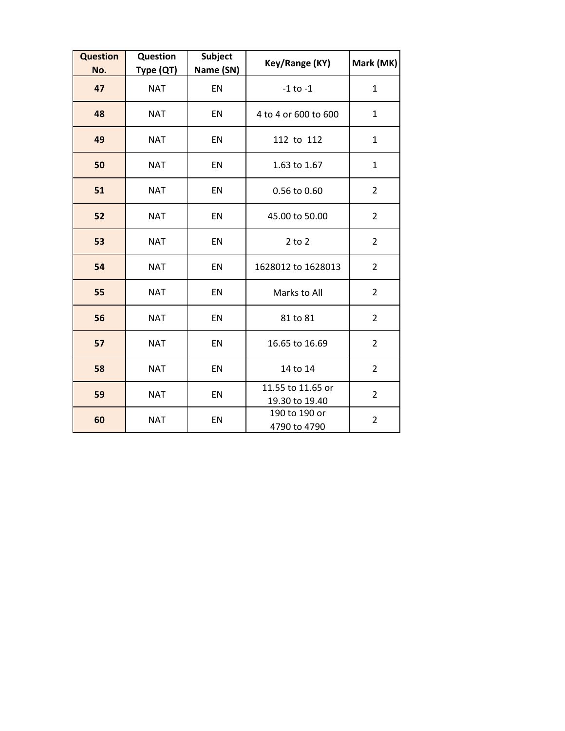| Question No. | Question Type (QT) | Subject Name (SN) | Key/Range (KY) | Mark (MK) |
|---|---|---|---|---|
| **47** | NAT | EN | -1 to -1 | 1 |
| **48** | NAT | EN | 4 to 4 or 600 to 600 | 1 |
| **49** | NAT | EN | 112 to 112 | 1 |
| **50** | NAT | EN | 1.63 to 1.67 | 1 |
| **51** | NAT | EN | 0.56 to 0.60 | 2 |
| **52** | NAT | EN | 45.00 to 50.00 | 2 |
| **53** | NAT | EN | 2 to 2 | 2 |
| **54** | NAT | EN | 1628012 to 1628013 | 2 |
| **55** | NAT | EN | Marks to All | 2 |
| **56** | NAT | EN | 81 to 81 | 2 |
| **57** | NAT | EN | 16.65 to 16.69 | 2 |
| **58** | NAT | EN | 14 to 14 | 2 |
| **59** | NAT | EN | 11.55 to 11.65 or 19.30 to 19.40 | 2 |
| **60** | NAT | EN | 190 to 190 or 4790 to 4790 | 2 |